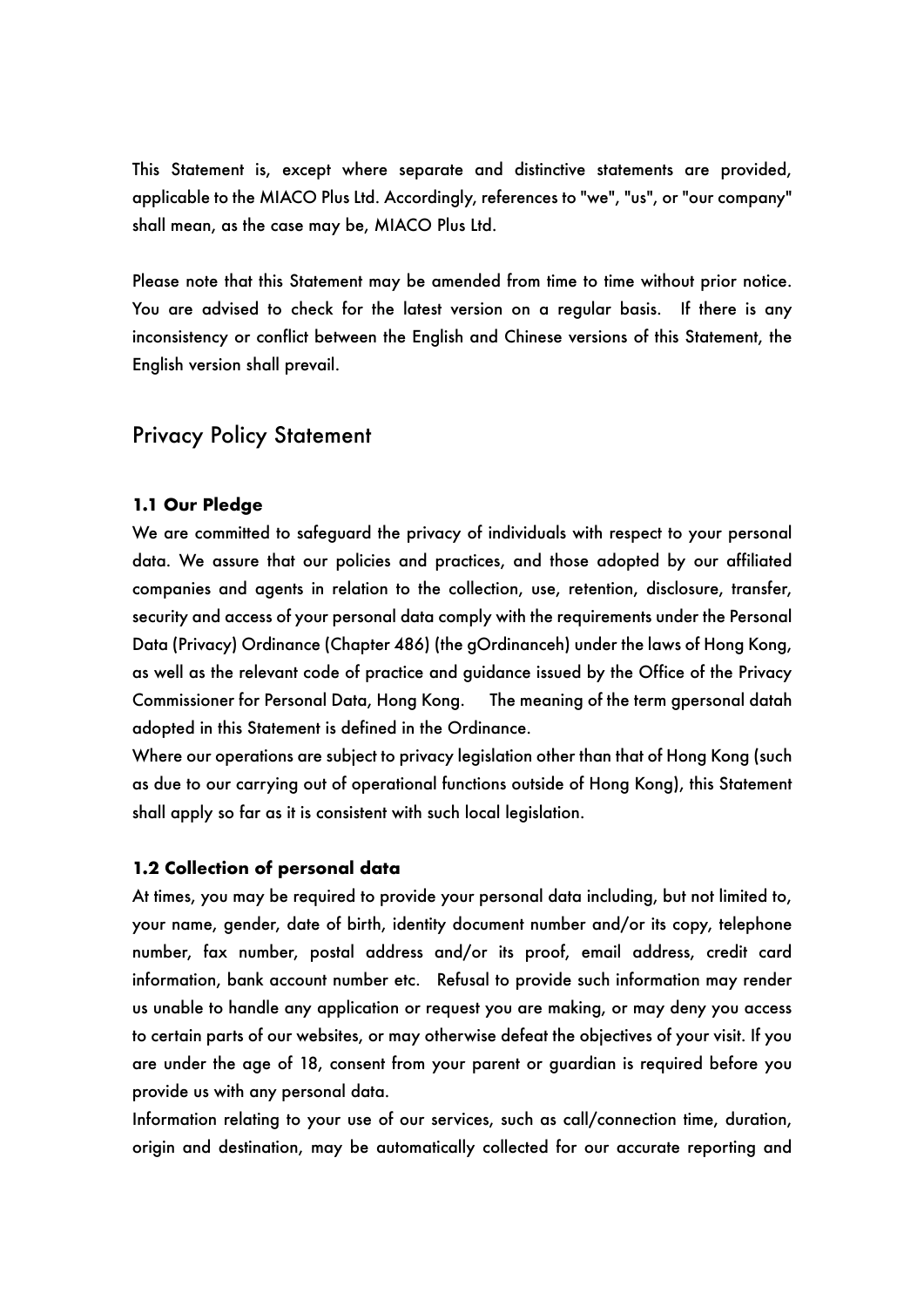This Statement is, except where separate and distinctive statements are provided, applicable to the MIACO Plus Ltd. Accordingly, references to "we", "us", or "our company" shall mean, as the case may be, MIACO Plus Ltd.

Please note that this Statement may be amended from time to time without prior notice. You are advised to check for the latest version on a regular basis. If there is any inconsistency or conflict between the English and Chinese versions of this Statement, the English version shall prevail.

## Privacy Policy Statement

### 1.1 Our Pledge

We are committed to safeguard the privacy of individuals with respect to your personal data. We assure that our policies and practices, and those adopted by our affiliated companies and agents in relation to the collection, use, retention, disclosure, transfer, security and access of your personal data comply with the requirements under the Personal Data (Privacy) Ordinance (Chapter 486) (the gOrdinanceh) under the laws of Hong Kong, as well as the relevant code of practice and guidance issued by the Office of the Privacy Commissioner for Personal Data, Hong Kong. The meaning of the term gpersonal datah adopted in this Statement is defined in the Ordinance.

Where our operations are subject to privacy legislation other than that of Hong Kong (such as due to our carrying out of operational functions outside of Hong Kong), this Statement shall apply so far as it is consistent with such local legislation.

### 1.2 Collection of personal data

At times, you may be required to provide your personal data including, but not limited to, your name, gender, date of birth, identity document number and/or its copy, telephone number, fax number, postal address and/or its proof, email address, credit card information, bank account number etc. Refusal to provide such information may render us unable to handle any application or request you are making, or may deny you access to certain parts of our websites, or may otherwise defeat the objectives of your visit. If you are under the age of 18, consent from your parent or guardian is required before you provide us with any personal data.

Information relating to your use of our services, such as call/connection time, duration, origin and destination, may be automatically collected for our accurate reporting and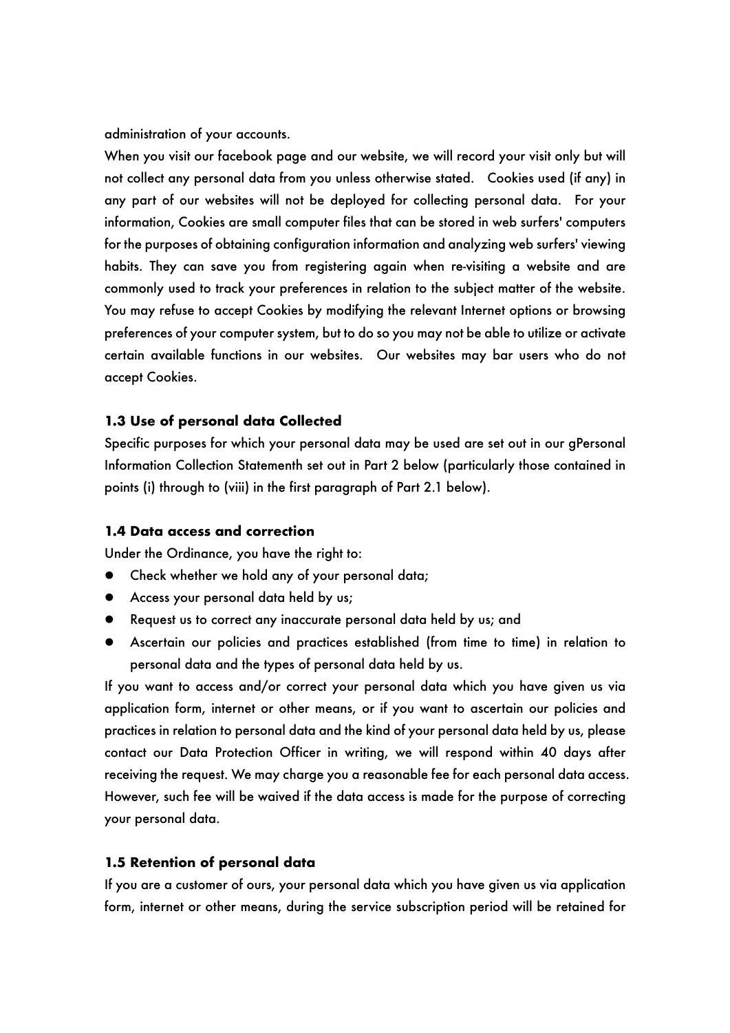administration of your accounts.

When you visit our facebook page and our website, we will record your visit only but will not collect any personal data from you unless otherwise stated. Cookies used (if any) in any part of our websites will not be deployed for collecting personal data. For your information, Cookies are small computer files that can be stored in web surfers' computers for the purposes of obtaining configuration information and analyzing web surfers' viewing habits. They can save you from registering again when re-visiting a website and are commonly used to track your preferences in relation to the subject matter of the website. You may refuse to accept Cookies by modifying the relevant Internet options or browsing preferences of your computer system, but to do so you may not be able to utilize or activate certain available functions in our websites. Our websites may bar users who do not accept Cookies.

### 1.3 Use of personal data Collected

Specific purposes for which your personal data may be used are set out in our gPersonal Information Collection Statementh set out in Part 2 below (particularly those contained in points (i) through to (viii) in the first paragraph of Part 2.1 below).

### 1.4 Data access and correction

Under the Ordinance, you have the right to:

- Check whether we hold any of your personal data;
- Access your personal data held by us;
- Request us to correct any inaccurate personal data held by us; and
- Ascertain our policies and practices established (from time to time) in relation to personal data and the types of personal data held by us.

If you want to access and/or correct your personal data which you have given us via application form, internet or other means, or if you want to ascertain our policies and practices in relation to personal data and the kind of your personal data held by us, please contact our Data Protection Officer in writing, we will respond within 40 days after receiving the request. We may charge you a reasonable fee for each personal data access. However, such fee will be waived if the data access is made for the purpose of correcting your personal data.

### 1.5 Retention of personal data

If you are a customer of ours, your personal data which you have given us via application form, internet or other means, during the service subscription period will be retained for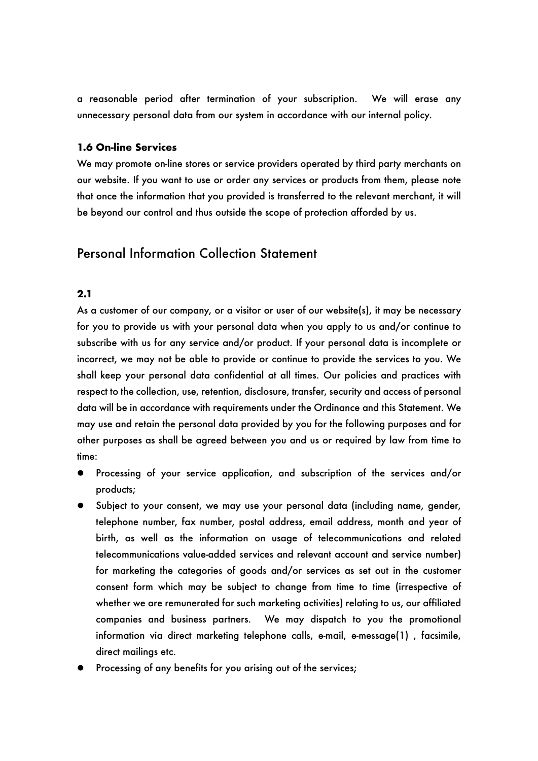a reasonable period after termination of your subscription. We will erase any unnecessary personal data from our system in accordance with our internal policy.

### 1.6 On-line Services

We may promote on-line stores or service providers operated by third party merchants on our website. If you want to use or order any services or products from them, please note that once the information that you provided is transferred to the relevant merchant, it will be beyond our control and thus outside the scope of protection afforded by us.

## Personal Information Collection Statement

### 2.1

As a customer of our company, or a visitor or user of our website(s), it may be necessary for you to provide us with your personal data when you apply to us and/or continue to subscribe with us for any service and/or product. If your personal data is incomplete or incorrect, we may not be able to provide or continue to provide the services to you. We shall keep your personal data confidential at all times. Our policies and practices with respect to the collection, use, retention, disclosure, transfer, security and access of personal data will be in accordance with requirements under the Ordinance and this Statement. We may use and retain the personal data provided by you for the following purposes and for other purposes as shall be agreed between you and us or required by law from time to time:

- Processing of your service application, and subscription of the services and/or products;
- Subject to your consent, we may use your personal data (including name, gender, telephone number, fax number, postal address, email address, month and year of birth, as well as the information on usage of telecommunications and related telecommunications value-added services and relevant account and service number) for marketing the categories of goods and/or services as set out in the customer consent form which may be subject to change from time to time (irrespective of whether we are remunerated for such marketing activities) relating to us, our affiliated companies and business partners. We may dispatch to you the promotional information via direct marketing telephone calls, e-mail, e-message(1) , facsimile, direct mailings etc.
- Processing of any benefits for you arising out of the services;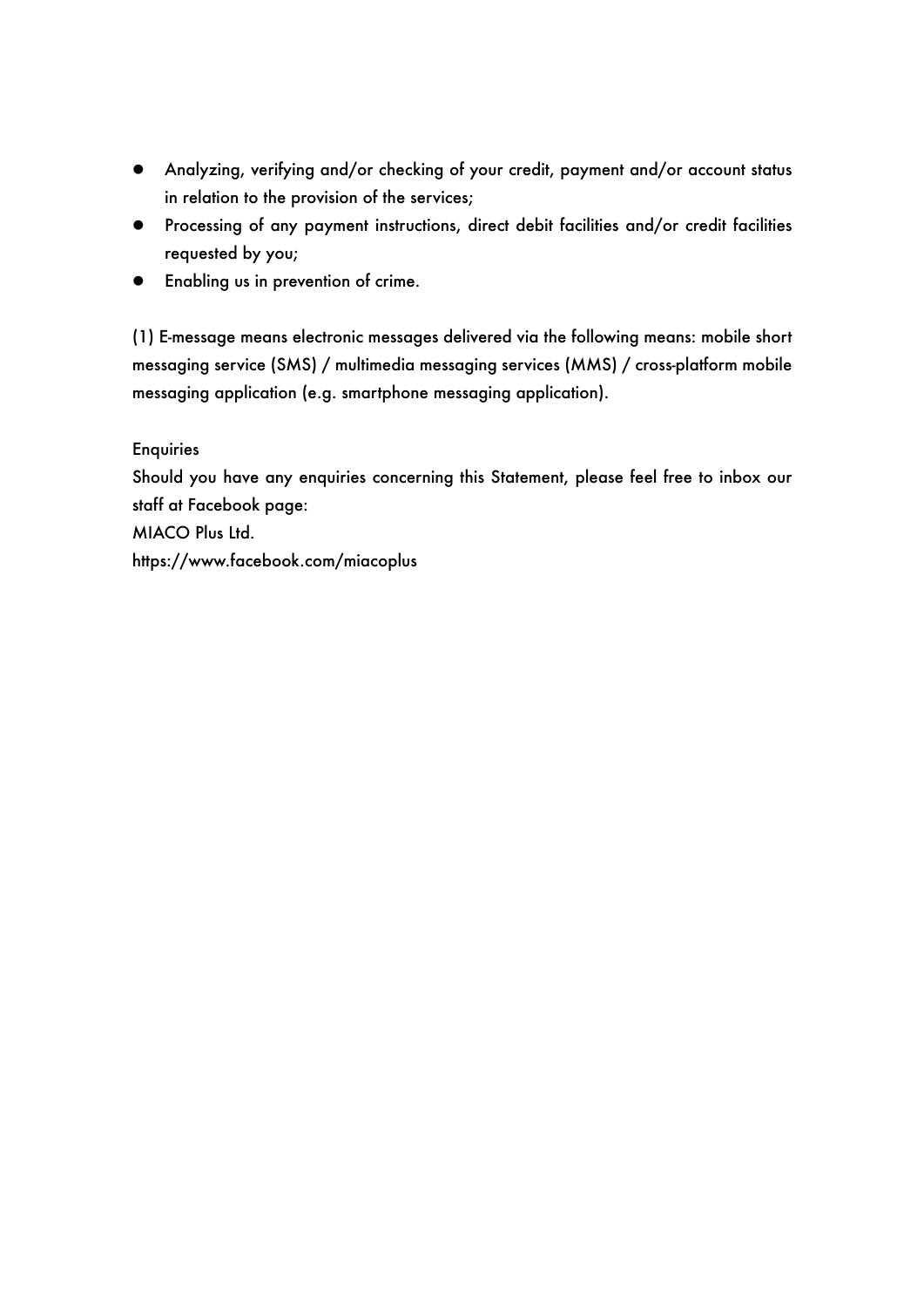- Analyzing, verifying and/or checking of your credit, payment and/or account status in relation to the provision of the services;
- Processing of any payment instructions, direct debit facilities and/or credit facilities requested by you;
- Enabling us in prevention of crime.

(1) E-message means electronic messages delivered via the following means: mobile short messaging service (SMS) / multimedia messaging services (MMS) / cross-platform mobile messaging application (e.g. smartphone messaging application).

Enquiries

Should you have any enquiries concerning this Statement, please feel free to inbox our staff at Facebook page:

MIACO Plus Ltd.

https://www.facebook.com/miacoplus